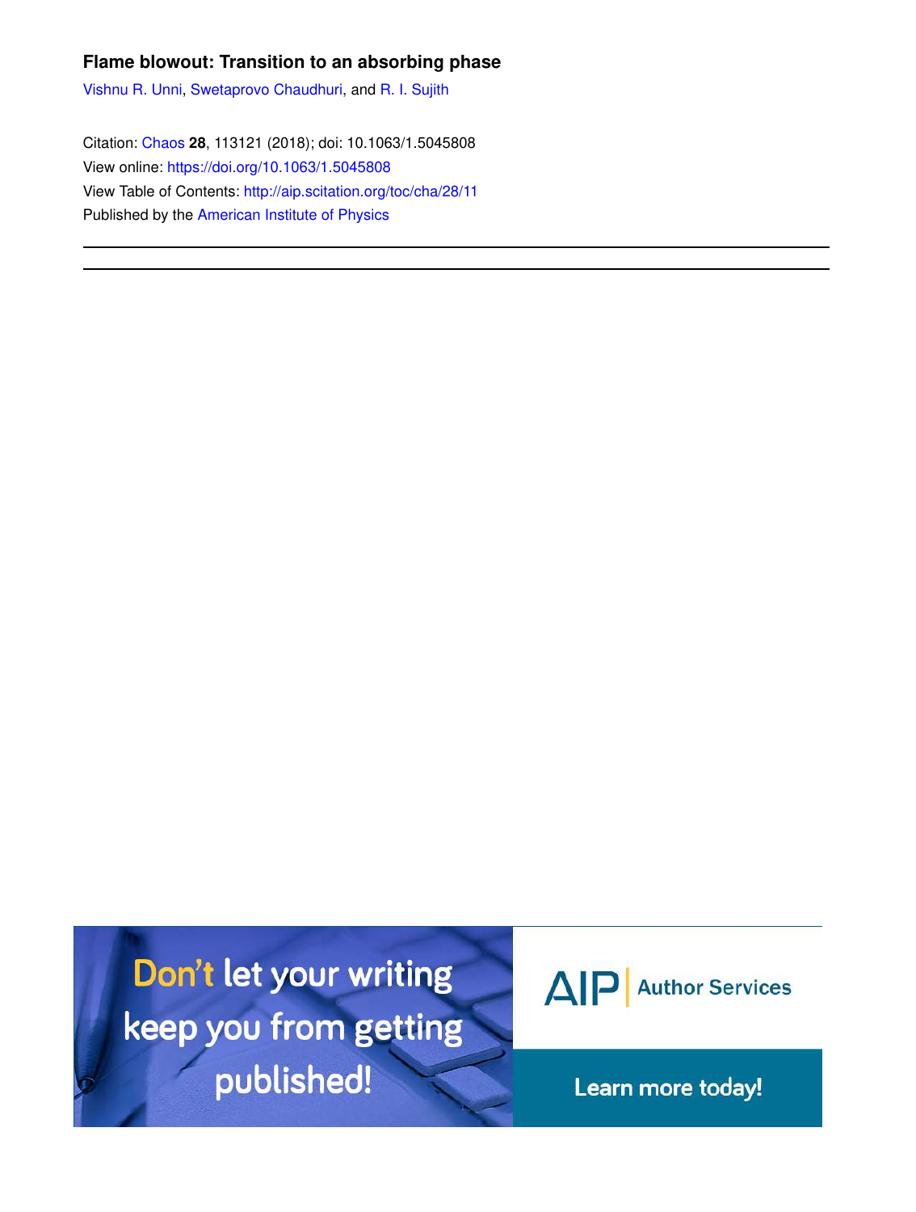**Flame blowout: Transition to an absorbing phase**

Vishnu R. Unni, Swetaprovo Chaudhuri, and R. I. Sujith

Citation: Chaos **28**, 113121 (2018); doi: 10.1063/1.5045808

View online: https://doi.org/10.1063/1.5045808

View Table of Contents: http://aip.scitation.org/toc/cha/28/11

Published by the American Institute of Physics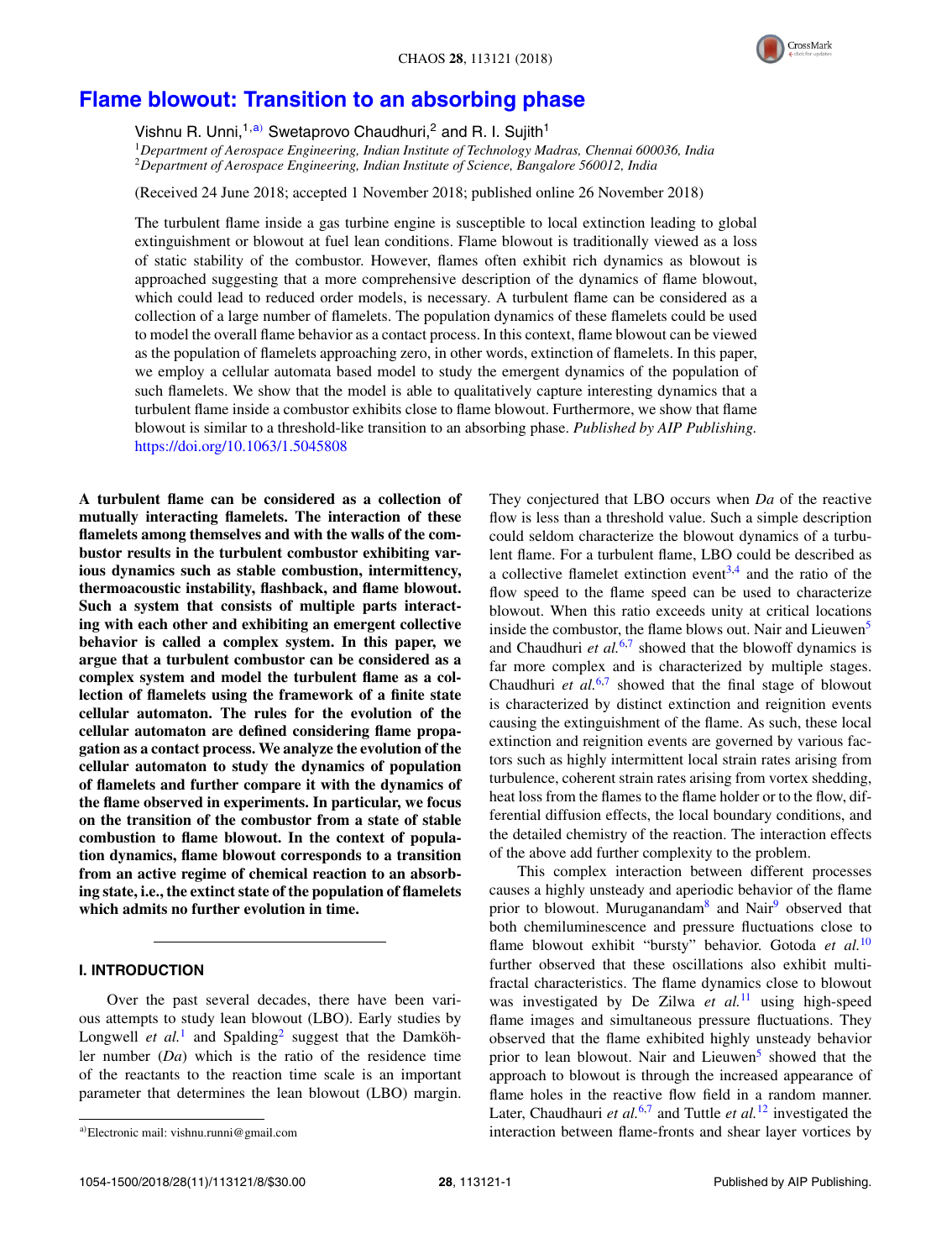# Flame blowout: Transition to an absorbing phase

Vishnu R. Unni,[1,a)] Swetaprovo Chaudhuri,[2] and R. I. Sujith[1]

[1]*Department of Aerospace Engineering, Indian Institute of Technology Madras, Chennai 600036, India*
[2]*Department of Aerospace Engineering, Indian Institute of Science, Bangalore 560012, India*

(Received 24 June 2018; accepted 1 November 2018; published online 26 November 2018)

The turbulent flame inside a gas turbine engine is susceptible to local extinction leading to global extinguishment or blowout at fuel lean conditions. Flame blowout is traditionally viewed as a loss of static stability of the combustor. However, flames often exhibit rich dynamics as blowout is approached suggesting that a more comprehensive description of the dynamics of flame blowout, which could lead to reduced order models, is necessary. A turbulent flame can be considered as a collection of a large number of flamelets. The population dynamics of these flamelets could be used to model the overall flame behavior as a contact process. In this context, flame blowout can be viewed as the population of flamelets approaching zero, in other words, extinction of flamelets. In this paper, we employ a cellular automata based model to study the emergent dynamics of the population of such flamelets. We show that the model is able to qualitatively capture interesting dynamics that a turbulent flame inside a combustor exhibits close to flame blowout. Furthermore, we show that flame blowout is similar to a threshold-like transition to an absorbing phase. *Published by AIP Publishing.* https://doi.org/10.1063/1.5045808

**A turbulent flame can be considered as a collection of mutually interacting flamelets. The interaction of these flamelets among themselves and with the walls of the combustor results in the turbulent combustor exhibiting various dynamics such as stable combustion, intermittency, thermoacoustic instability, flashback, and flame blowout. Such a system that consists of multiple parts interacting with each other and exhibiting an emergent collective behavior is called a complex system. In this paper, we argue that a turbulent combustor can be considered as a complex system and model the turbulent flame as a collection of flamelets using the framework of a finite state cellular automaton. The rules for the evolution of the cellular automaton are defined considering flame propagation as a contact process. We analyze the evolution of the cellular automaton to study the dynamics of population of flamelets and further compare it with the dynamics of the flame observed in experiments. In particular, we focus on the transition of the combustor from a state of stable combustion to flame blowout. In the context of population dynamics, flame blowout corresponds to a transition from an active regime of chemical reaction to an absorbing state, i.e., the extinct state of the population of flamelets which admits no further evolution in time.**

## I. INTRODUCTION

Over the past several decades, there have been various attempts to study lean blowout (LBO). Early studies by Longwell *et al.*[1] and Spalding[2] suggest that the Damköhler number ($Da$) which is the ratio of the residence time of the reactants to the reaction time scale is an important parameter that determines the lean blowout (LBO) margin. They conjectured that LBO occurs when $Da$ of the reactive flow is less than a threshold value. Such a simple description could seldom characterize the blowout dynamics of a turbulent flame. For a turbulent flame, LBO could be described as a collective flamelet extinction event[3,4] and the ratio of the flow speed to the flame speed can be used to characterize blowout. When this ratio exceeds unity at critical locations inside the combustor, the flame blows out. Nair and Lieuwen[5] and Chaudhuri *et al.*[6,7] showed that the blowoff dynamics is far more complex and is characterized by multiple stages. Chaudhuri *et al.*[6,7] showed that the final stage of blowout is characterized by distinct extinction and reignition events causing the extinguishment of the flame. As such, these local extinction and reignition events are governed by various factors such as highly intermittent local strain rates arising from turbulence, coherent strain rates arising from vortex shedding, heat loss from the flames to the flame holder or to the flow, differential diffusion effects, the local boundary conditions, and the detailed chemistry of the reaction. The interaction effects of the above add further complexity to the problem.

This complex interaction between different processes causes a highly unsteady and aperiodic behavior of the flame prior to blowout. Muruganandam[8] and Nair[9] observed that both chemiluminescence and pressure fluctuations close to flame blowout exhibit "bursty" behavior. Gotoda *et al.*[10] further observed that these oscillations also exhibit multifractal characteristics. The flame dynamics close to blowout was investigated by De Zilwa *et al.*[11] using high-speed flame images and simultaneous pressure fluctuations. They observed that the flame exhibited highly unsteady behavior prior to lean blowout. Nair and Lieuwen[5] showed that the approach to blowout is through the increased appearance of flame holes in the reactive flow field in a random manner. Later, Chaudhuri *et al.*[6,7] and Tuttle *et al.*[12] investigated the interaction between flame-fronts and shear layer vortices by

a)Electronic mail: vishnu.runni@gmail.com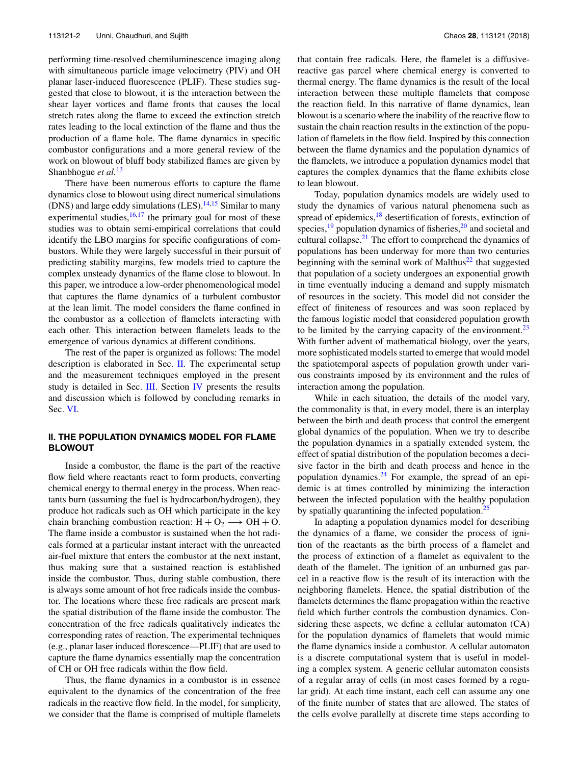performing time-resolved chemiluminescence imaging along with simultaneous particle image velocimetry (PIV) and OH planar laser-induced fluorescence (PLIF). These studies suggested that close to blowout, it is the interaction between the shear layer vortices and flame fronts that causes the local stretch rates along the flame to exceed the extinction stretch rates leading to the local extinction of the flame and thus the production of a flame hole. The flame dynamics in specific combustor configurations and a more general review of the work on blowout of bluff body stabilized flames are given by Shanbhogue *et al.*[13]

There have been numerous efforts to capture the flame dynamics close to blowout using direct numerical simulations (DNS) and large eddy simulations (LES).[14,15] Similar to many experimental studies,[16,17] the primary goal for most of these studies was to obtain semi-empirical correlations that could identify the LBO margins for specific configurations of combustors. While they were largely successful in their pursuit of predicting stability margins, few models tried to capture the complex unsteady dynamics of the flame close to blowout. In this paper, we introduce a low-order phenomenological model that captures the flame dynamics of a turbulent combustor at the lean limit. The model considers the flame confined in the combustor as a collection of flamelets interacting with each other. This interaction between flamelets leads to the emergence of various dynamics at different conditions.

The rest of the paper is organized as follows: The model description is elaborated in Sec. II. The experimental setup and the measurement techniques employed in the present study is detailed in Sec. III. Section IV presents the results and discussion which is followed by concluding remarks in Sec. VI.

## II. THE POPULATION DYNAMICS MODEL FOR FLAME BLOWOUT

Inside a combustor, the flame is the part of the reactive flow field where reactants react to form products, converting chemical energy to thermal energy in the process. When reactants burn (assuming the fuel is hydrocarbon/hydrogen), they produce hot radicals such as OH which participate in the key chain branching combustion reaction: $H + O_2 \longrightarrow OH + O$. The flame inside a combustor is sustained when the hot radicals formed at a particular instant interact with the unreacted air-fuel mixture that enters the combustor at the next instant, thus making sure that a sustained reaction is established inside the combustor. Thus, during stable combustion, there is always some amount of hot free radicals inside the combustor. The locations where these free radicals are present mark the spatial distribution of the flame inside the combustor. The concentration of the free radicals qualitatively indicates the corresponding rates of reaction. The experimental techniques (e.g., planar laser induced florescence—PLIF) that are used to capture the flame dynamics essentially map the concentration of CH or OH free radicals within the flow field.

Thus, the flame dynamics in a combustor is in essence equivalent to the dynamics of the concentration of the free radicals in the reactive flow field. In the model, for simplicity, we consider that the flame is comprised of multiple flamelets that contain free radicals. Here, the flamelet is a diffusive-reactive gas parcel where chemical energy is converted to thermal energy. The flame dynamics is the result of the local interaction between these multiple flamelets that compose the reaction field. In this narrative of flame dynamics, lean blowout is a scenario where the inability of the reactive flow to sustain the chain reaction results in the extinction of the population of flamelets in the flow field. Inspired by this connection between the flame dynamics and the population dynamics of the flamelets, we introduce a population dynamics model that captures the complex dynamics that the flame exhibits close to lean blowout.

Today, population dynamics models are widely used to study the dynamics of various natural phenomena such as spread of epidemics,[18] desertification of forests, extinction of species,[19] population dynamics of fisheries,[20] and societal and cultural collapse.[21] The effort to comprehend the dynamics of populations has been underway for more than two centuries beginning with the seminal work of Malthus[22] that suggested that population of a society undergoes an exponential growth in time eventually inducing a demand and supply mismatch of resources in the society. This model did not consider the effect of finiteness of resources and was soon replaced by the famous logistic model that considered population growth to be limited by the carrying capacity of the environment.[23] With further advent of mathematical biology, over the years, more sophisticated models started to emerge that would model the spatiotemporal aspects of population growth under various constraints imposed by its environment and the rules of interaction among the population.

While in each situation, the details of the model vary, the commonality is that, in every model, there is an interplay between the birth and death process that control the emergent global dynamics of the population. When we try to describe the population dynamics in a spatially extended system, the effect of spatial distribution of the population becomes a decisive factor in the birth and death process and hence in the population dynamics.[24] For example, the spread of an epidemic is at times controlled by minimizing the interaction between the infected population with the healthy population by spatially quarantining the infected population.[25]

In adapting a population dynamics model for describing the dynamics of a flame, we consider the process of ignition of the reactants as the birth process of a flamelet and the process of extinction of a flamelet as equivalent to the death of the flamelet. The ignition of an unburned gas parcel in a reactive flow is the result of its interaction with the neighboring flamelets. Hence, the spatial distribution of the flamelets determines the flame propagation within the reactive field which further controls the combustion dynamics. Considering these aspects, we define a cellular automaton (CA) for the population dynamics of flamelets that would mimic the flame dynamics inside a combustor. A cellular automaton is a discrete computational system that is useful in modeling a complex system. A generic cellular automaton consists of a regular array of cells (in most cases formed by a regular grid). At each time instant, each cell can assume any one of the finite number of states that are allowed. The states of the cells evolve parallelly at discrete time steps according to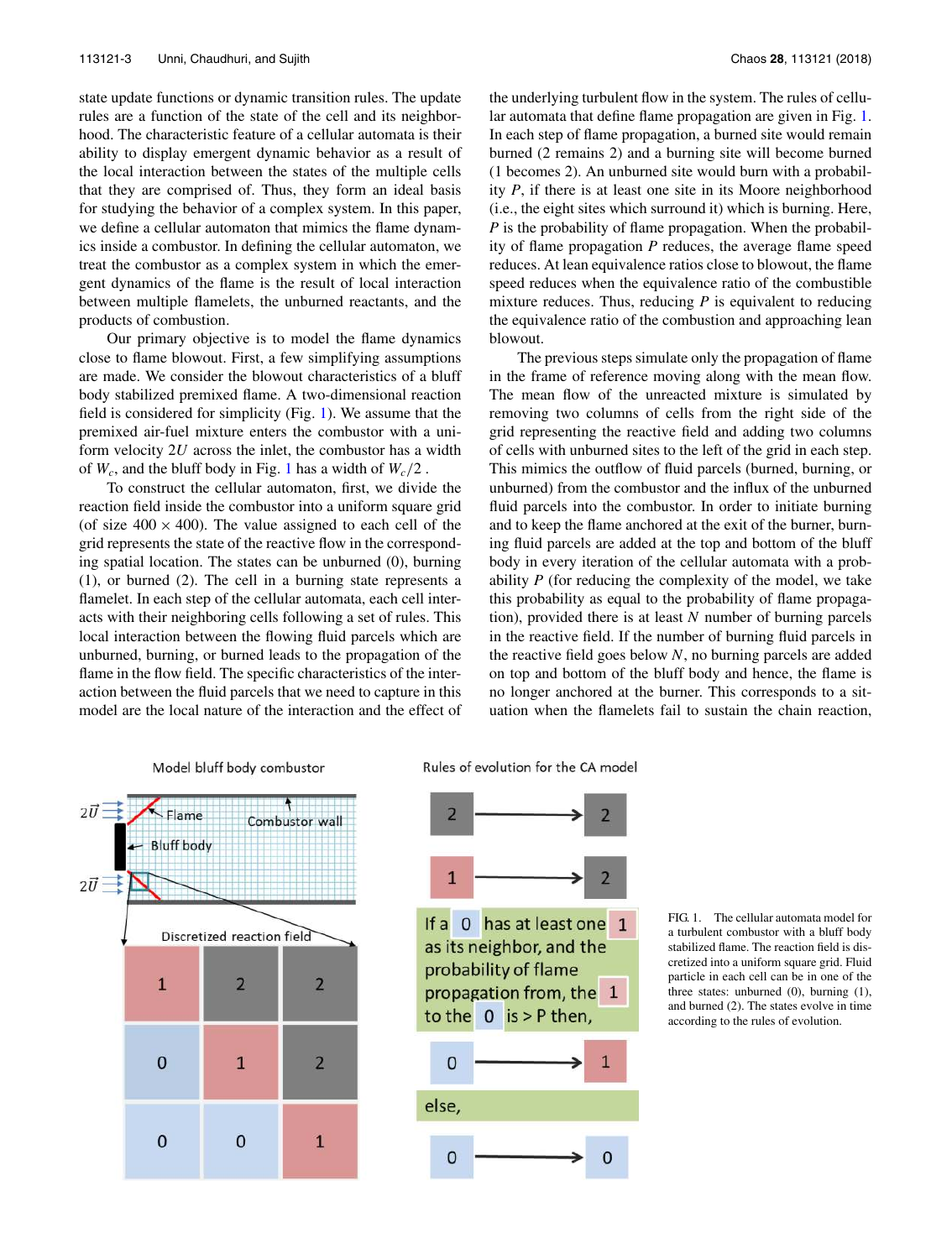state update functions or dynamic transition rules. The update rules are a function of the state of the cell and its neighborhood. The characteristic feature of a cellular automata is their ability to display emergent dynamic behavior as a result of the local interaction between the states of the multiple cells that they are comprised of. Thus, they form an ideal basis for studying the behavior of a complex system. In this paper, we define a cellular automaton that mimics the flame dynamics inside a combustor. In defining the cellular automaton, we treat the combustor as a complex system in which the emergent dynamics of the flame is the result of local interaction between multiple flamelets, the unburned reactants, and the products of combustion.

Our primary objective is to model the flame dynamics close to flame blowout. First, a few simplifying assumptions are made. We consider the blowout characteristics of a bluff body stabilized premixed flame. A two-dimensional reaction field is considered for simplicity (Fig. 1). We assume that the premixed air-fuel mixture enters the combustor with a uniform velocity $2U$ across the inlet, the combustor has a width of $W_c$, and the bluff body in Fig. 1 has a width of $W_c/2$ .

To construct the cellular automaton, first, we divide the reaction field inside the combustor into a uniform square grid (of size $400 \times 400$). The value assigned to each cell of the grid represents the state of the reactive flow in the corresponding spatial location. The states can be unburned (0), burning (1), or burned (2). The cell in a burning state represents a flamelet. In each step of the cellular automata, each cell interacts with their neighboring cells following a set of rules. This local interaction between the flowing fluid parcels which are unburned, burning, or burned leads to the propagation of the flame in the flow field. The specific characteristics of the interaction between the fluid parcels that we need to capture in this model are the local nature of the interaction and the effect of the underlying turbulent flow in the system. The rules of cellular automata that define flame propagation are given in Fig. 1. In each step of flame propagation, a burned site would remain burned (2 remains 2) and a burning site will become burned (1 becomes 2). An unburned site would burn with a probability $P$, if there is at least one site in its Moore neighborhood (i.e., the eight sites which surround it) which is burning. Here, $P$ is the probability of flame propagation. When the probability of flame propagation $P$ reduces, the average flame speed reduces. At lean equivalence ratios close to blowout, the flame speed reduces when the equivalence ratio of the combustible mixture reduces. Thus, reducing $P$ is equivalent to reducing the equivalence ratio of the combustion and approaching lean blowout.

The previous steps simulate only the propagation of flame in the frame of reference moving along with the mean flow. The mean flow of the unreacted mixture is simulated by removing two columns of cells from the right side of the grid representing the reactive field and adding two columns of cells with unburned sites to the left of the grid in each step. This mimics the outflow of fluid parcels (burned, burning, or unburned) from the combustor and the influx of the unburned fluid parcels into the combustor. In order to initiate burning and to keep the flame anchored at the exit of the burner, burning fluid parcels are added at the top and bottom of the bluff body in every iteration of the cellular automata with a probability $P$ (for reducing the complexity of the model, we take this probability as equal to the probability of flame propagation), provided there is at least $N$ number of burning parcels in the reactive field. If the number of burning fluid parcels in the reactive field goes below $N$, no burning parcels are added on top and bottom of the bluff body and hence, the flame is no longer anchored at the burner. This corresponds to a situation when the flamelets fail to sustain the chain reaction,

FIG. 1. The cellular automata model for a turbulent combustor with a bluff body stabilized flame. The reaction field is discretized into a uniform square grid. Fluid particle in each cell can be in one of the three states: unburned (0), burning (1), and burned (2). The states evolve in time according to the rules of evolution.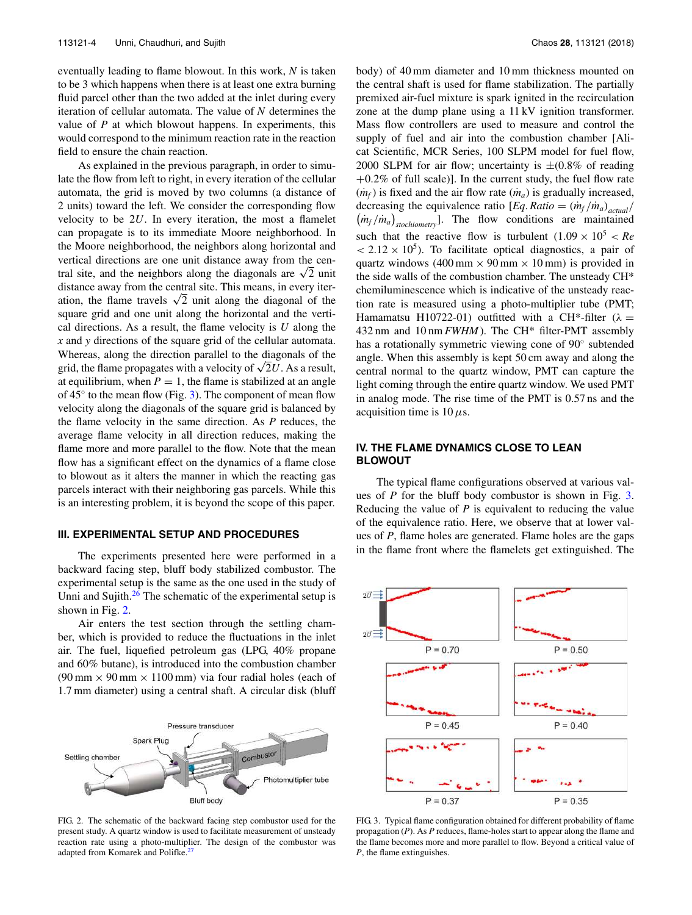eventually leading to flame blowout. In this work, $N$ is taken to be 3 which happens when there is at least one extra burning fluid parcel other than the two added at the inlet during every iteration of cellular automata. The value of $N$ determines the value of $P$ at which blowout happens. In experiments, this would correspond to the minimum reaction rate in the reaction field to ensure the chain reaction.

As explained in the previous paragraph, in order to simulate the flow from left to right, in every iteration of the cellular automata, the grid is moved by two columns (a distance of 2 units) toward the left. We consider the corresponding flow velocity to be $2U$. In every iteration, the most a flamelet can propagate is to its immediate Moore neighborhood. In the Moore neighborhood, the neighbors along horizontal and vertical directions are one unit distance away from the central site, and the neighbors along the diagonals are $\sqrt{2}$ unit distance away from the central site. This means, in every iteration, the flame travels $\sqrt{2}$ unit along the diagonal of the square grid and one unit along the horizontal and the vertical directions. As a result, the flame velocity is $U$ along the $x$ and $y$ directions of the square grid of the cellular automata. Whereas, along the direction parallel to the diagonals of the grid, the flame propagates with a velocity of $\sqrt{2}U$. As a result, at equilibrium, when $P = 1$, the flame is stabilized at an angle of 45° to the mean flow (Fig. 3). The component of mean flow velocity along the diagonals of the square grid is balanced by the flame velocity in the same direction. As $P$ reduces, the average flame velocity in all direction reduces, making the flame more and more parallel to the flow. Note that the mean flow has a significant effect on the dynamics of a flame close to blowout as it alters the manner in which the reacting gas parcels interact with their neighboring gas parcels. While this is an interesting problem, it is beyond the scope of this paper.

## III. EXPERIMENTAL SETUP AND PROCEDURES

The experiments presented here were performed in a backward facing step, bluff body stabilized combustor. The experimental setup is the same as the one used in the study of Unni and Sujith.[26] The schematic of the experimental setup is shown in Fig. 2.

Air enters the test section through the settling chamber, which is provided to reduce the fluctuations in the inlet air. The fuel, liquefied petroleum gas (LPG, 40% propane and 60% butane), is introduced into the combustion chamber (90 mm × 90 mm × 1100 mm) via four radial holes (each of 1.7 mm diameter) using a central shaft. A circular disk (bluff body) of 40 mm diameter and 10 mm thickness mounted on the central shaft is used for flame stabilization. The partially premixed air-fuel mixture is spark ignited in the recirculation zone at the dump plane using a 11 kV ignition transformer. Mass flow controllers are used to measure and control the supply of fuel and air into the combustion chamber [Alicat Scientific, MCR Series, 100 SLPM model for fuel flow, 2000 SLPM for air flow; uncertainty is ±(0.8% of reading +0.2% of full scale)]. In the current study, the fuel flow rate ($\dot{m}_f$) is fixed and the air flow rate ($\dot{m}_a$) is gradually increased, decreasing the equivalence ratio [$Eq.Ratio = (\dot{m}_f/\dot{m}_a)_{actual}/(\dot{m}_f/\dot{m}_a)_{stochiometry}$]. The flow conditions are maintained such that the reactive flow is turbulent ($1.09 \times 10^5 < Re < 2.12 \times 10^5$). To facilitate optical diagnostics, a pair of quartz windows (400 mm × 90 mm × 10 mm) is provided in the side walls of the combustion chamber. The unsteady CH* chemiluminescence which is indicative of the unsteady reaction rate is measured using a photo-multiplier tube (PMT; Hamamatsu H10722-01) outfitted with a CH*-filter ($\lambda$ = 432 nm and 10 nm *FWHM*). The CH* filter-PMT assembly has a rotationally symmetric viewing cone of 90° subtended angle. When this assembly is kept 50 cm away and along the central normal to the quartz window, PMT can capture the light coming through the entire quartz window. We used PMT in analog mode. The rise time of the PMT is 0.57 ns and the acquisition time is 10 $\mu$s.

FIG. 2. The schematic of the backward facing step combustor used for the present study. A quartz window is used to facilitate measurement of unsteady reaction rate using a photo-multiplier. The design of the combustor was adapted from Komarek and Polifke.[27]

## IV. THE FLAME DYNAMICS CLOSE TO LEAN BLOWOUT

The typical flame configurations observed at various values of $P$ for the bluff body combustor is shown in Fig. 3. Reducing the value of $P$ is equivalent to reducing the value of the equivalence ratio. Here, we observe that at lower values of $P$, flame holes are generated. Flame holes are the gaps in the flame front where the flamelets get extinguished. The

FIG. 3. Typical flame configuration obtained for different probability of flame propagation ($P$). As $P$ reduces, flame-holes start to appear along the flame and the flame becomes more and more parallel to flow. Beyond a critical value of $P$, the flame extinguishes.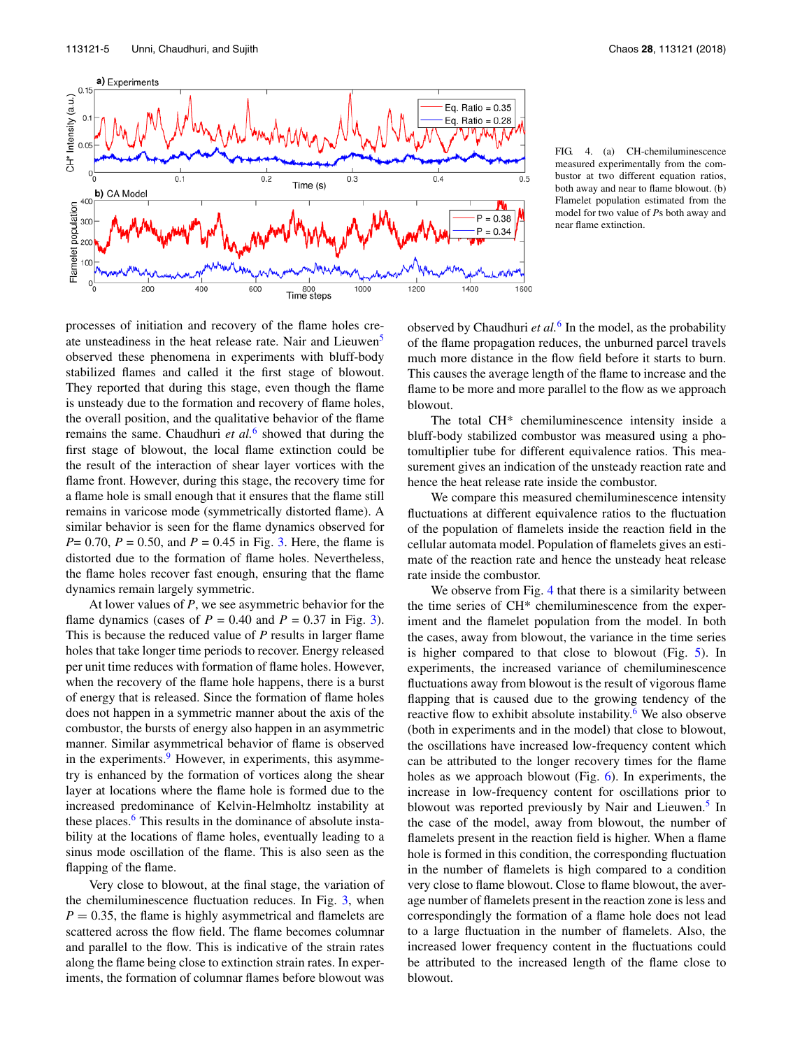FIG. 4. (a) CH-chemiluminescence measured experimentally from the combustor at two different equation ratios, both away and near to flame blowout. (b) Flamelet population estimated from the model for two value of $P$s both away and near flame extinction.

processes of initiation and recovery of the flame holes create unsteadiness in the heat release rate. Nair and Lieuwen[5] observed these phenomena in experiments with bluff-body stabilized flames and called it the first stage of blowout. They reported that during this stage, even though the flame is unsteady due to the formation and recovery of flame holes, the overall position, and the qualitative behavior of the flame remains the same. Chaudhuri *et al.*[6] showed that during the first stage of blowout, the local flame extinction could be the result of the interaction of shear layer vortices with the flame front. However, during this stage, the recovery time for a flame hole is small enough that it ensures that the flame still remains in varicose mode (symmetrically distorted flame). A similar behavior is seen for the flame dynamics observed for $P$= 0.70, $P$ = 0.50, and $P$ = 0.45 in Fig. 3. Here, the flame is distorted due to the formation of flame holes. Nevertheless, the flame holes recover fast enough, ensuring that the flame dynamics remain largely symmetric.

At lower values of $P$, we see asymmetric behavior for the flame dynamics (cases of $P$ = 0.40 and $P$ = 0.37 in Fig. 3). This is because the reduced value of $P$ results in larger flame holes that take longer time periods to recover. Energy released per unit time reduces with formation of flame holes. However, when the recovery of the flame hole happens, there is a burst of energy that is released. Since the formation of flame holes does not happen in a symmetric manner about the axis of the combustor, the bursts of energy also happen in an asymmetric manner. Similar asymmetrical behavior of flame is observed in the experiments.[9] However, in experiments, this asymmetry is enhanced by the formation of vortices along the shear layer at locations where the flame hole is formed due to the increased predominance of Kelvin-Helmholtz instability at these places.[6] This results in the dominance of absolute instability at the locations of flame holes, eventually leading to a sinus mode oscillation of the flame. This is also seen as the flapping of the flame.

Very close to blowout, at the final stage, the variation of the chemiluminescence fluctuation reduces. In Fig. 3, when $P = 0.35$, the flame is highly asymmetrical and flamelets are scattered across the flow field. The flame becomes columnar and parallel to the flow. This is indicative of the strain rates along the flame being close to extinction strain rates. In experiments, the formation of columnar flames before blowout was observed by Chaudhuri *et al.*[6] In the model, as the probability of the flame propagation reduces, the unburned parcel travels much more distance in the flow field before it starts to burn. This causes the average length of the flame to increase and the flame to be more and more parallel to the flow as we approach blowout.

The total CH* chemiluminescence intensity inside a bluff-body stabilized combustor was measured using a photomultiplier tube for different equivalence ratios. This measurement gives an indication of the unsteady reaction rate and hence the heat release rate inside the combustor.

We compare this measured chemiluminescence intensity fluctuations at different equivalence ratios to the fluctuation of the population of flamelets inside the reaction field in the cellular automata model. Population of flamelets gives an estimate of the reaction rate and hence the unsteady heat release rate inside the combustor.

We observe from Fig. 4 that there is a similarity between the time series of CH* chemiluminescence from the experiment and the flamelet population from the model. In both the cases, away from blowout, the variance in the time series is higher compared to that close to blowout (Fig. 5). In experiments, the increased variance of chemiluminescence fluctuations away from blowout is the result of vigorous flame flapping that is caused due to the growing tendency of the reactive flow to exhibit absolute instability.[6] We also observe (both in experiments and in the model) that close to blowout, the oscillations have increased low-frequency content which can be attributed to the longer recovery times for the flame holes as we approach blowout (Fig. 6). In experiments, the increase in low-frequency content for oscillations prior to blowout was reported previously by Nair and Lieuwen.[5] In the case of the model, away from blowout, the number of flamelets present in the reaction field is higher. When a flame hole is formed in this condition, the corresponding fluctuation in the number of flamelets is high compared to a condition very close to flame blowout. Close to flame blowout, the average number of flamelets present in the reaction zone is less and correspondingly the formation of a flame hole does not lead to a large fluctuation in the number of flamelets. Also, the increased lower frequency content in the fluctuations could be attributed to the increased length of the flame close to blowout.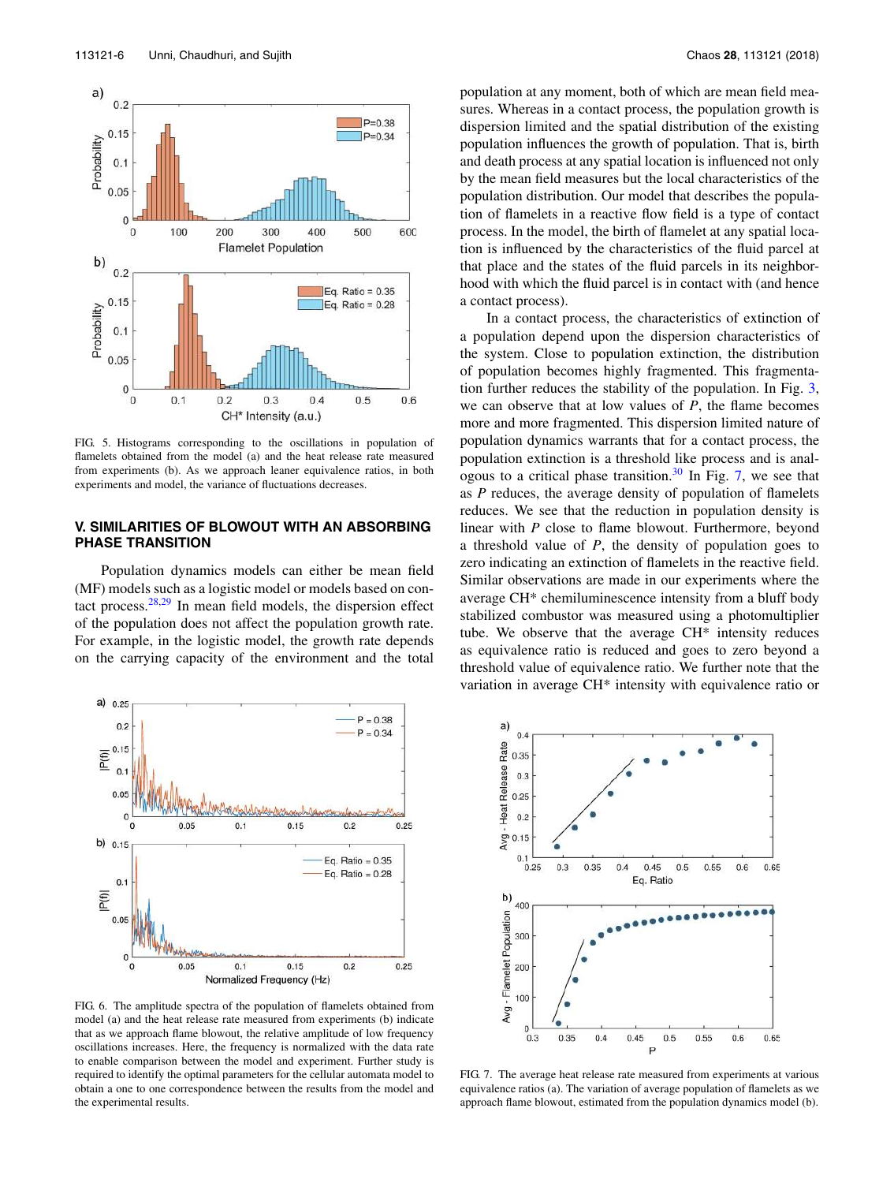FIG. 5. Histograms corresponding to the oscillations in population of flamelets obtained from the model (a) and the heat release rate measured from experiments (b). As we approach leaner equivalence ratios, in both experiments and model, the variance of fluctuations decreases.

## V. SIMILARITIES OF BLOWOUT WITH AN ABSORBING PHASE TRANSITION

Population dynamics models can either be mean field (MF) models such as a logistic model or models based on contact process.[28,29] In mean field models, the dispersion effect of the population does not affect the population growth rate. For example, in the logistic model, the growth rate depends on the carrying capacity of the environment and the total population at any moment, both of which are mean field measures. Whereas in a contact process, the population growth is dispersion limited and the spatial distribution of the existing population influences the growth of population. That is, birth and death process at any spatial location is influenced not only by the mean field measures but the local characteristics of the population distribution. Our model that describes the population of flamelets in a reactive flow field is a type of contact process. In the model, the birth of flamelet at any spatial location is influenced by the characteristics of the fluid parcel at that place and the states of the fluid parcels in its neighborhood with which the fluid parcel is in contact with (and hence a contact process).

In a contact process, the characteristics of extinction of a population depend upon the dispersion characteristics of the system. Close to population extinction, the distribution of population becomes highly fragmented. This fragmentation further reduces the stability of the population. In Fig. 3, we can observe that at low values of *P*, the flame becomes more and more fragmented. This dispersion limited nature of population dynamics warrants that for a contact process, the population extinction is a threshold like process and is analogous to a critical phase transition.[30] In Fig. 7, we see that as *P* reduces, the average density of population of flamelets reduces. We see that the reduction in population density is linear with *P* close to flame blowout. Furthermore, beyond a threshold value of *P*, the density of population goes to zero indicating an extinction of flamelets in the reactive field. Similar observations are made in our experiments where the average CH* chemiluminescence intensity from a bluff body stabilized combustor was measured using a photomultiplier tube. We observe that the average CH* intensity reduces as equivalence ratio is reduced and goes to zero beyond a threshold value of equivalence ratio. We further note that the variation in average CH* intensity with equivalence ratio or

FIG. 6. The amplitude spectra of the population of flamelets obtained from model (a) and the heat release rate measured from experiments (b) indicate that as we approach flame blowout, the relative amplitude of low frequency oscillations increases. Here, the frequency is normalized with the data rate to enable comparison between the model and experiment. Further study is required to identify the optimal parameters for the cellular automata model to obtain a one to one correspondence between the results from the model and the experimental results.

FIG. 7. The average heat release rate measured from experiments at various equivalence ratios (a). The variation of average population of flamelets as we approach flame blowout, estimated from the population dynamics model (b).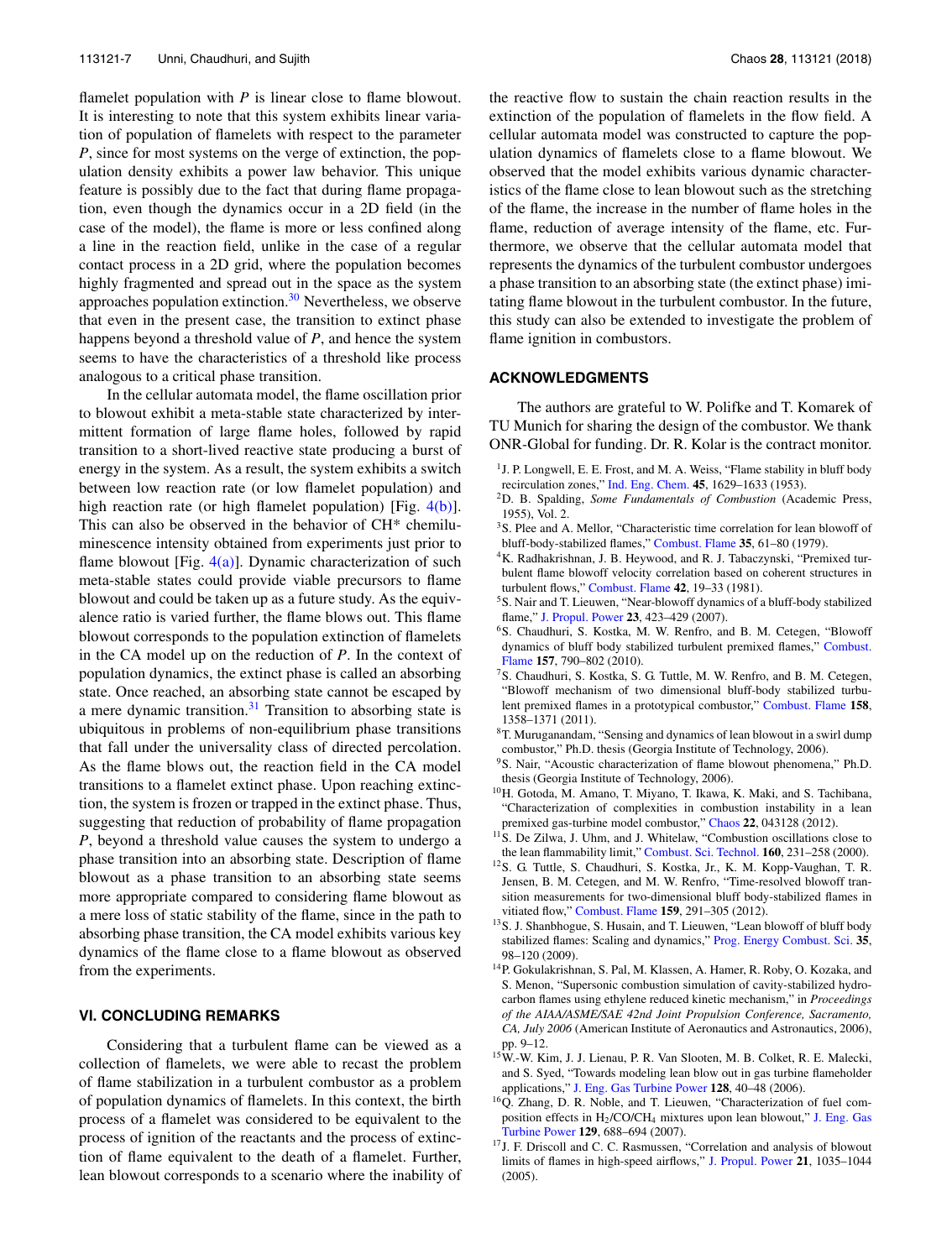flamelet population with $P$ is linear close to flame blowout. It is interesting to note that this system exhibits linear variation of population of flamelets with respect to the parameter $P$, since for most systems on the verge of extinction, the population density exhibits a power law behavior. This unique feature is possibly due to the fact that during flame propagation, even though the dynamics occur in a 2D field (in the case of the model), the flame is more or less confined along a line in the reaction field, unlike in the case of a regular contact process in a 2D grid, where the population becomes highly fragmented and spread out in the space as the system approaches population extinction.[30] Nevertheless, we observe that even in the present case, the transition to extinct phase happens beyond a threshold value of $P$, and hence the system seems to have the characteristics of a threshold like process analogous to a critical phase transition.

In the cellular automata model, the flame oscillation prior to blowout exhibit a meta-stable state characterized by intermittent formation of large flame holes, followed by rapid transition to a short-lived reactive state producing a burst of energy in the system. As a result, the system exhibits a switch between low reaction rate (or low flamelet population) and high reaction rate (or high flamelet population) [Fig. 4(b)]. This can also be observed in the behavior of CH* chemiluminescence intensity obtained from experiments just prior to flame blowout [Fig. 4(a)]. Dynamic characterization of such meta-stable states could provide viable precursors to flame blowout and could be taken up as a future study. As the equivalence ratio is varied further, the flame blows out. This flame blowout corresponds to the population extinction of flamelets in the CA model up on the reduction of $P$. In the context of population dynamics, the extinct phase is called an absorbing state. Once reached, an absorbing state cannot be escaped by a mere dynamic transition.[31] Transition to absorbing state is ubiquitous in problems of non-equilibrium phase transitions that fall under the universality class of directed percolation. As the flame blows out, the reaction field in the CA model transitions to a flamelet extinct phase. Upon reaching extinction, the system is frozen or trapped in the extinct phase. Thus, suggesting that reduction of probability of flame propagation $P$, beyond a threshold value causes the system to undergo a phase transition into an absorbing state. Description of flame blowout as a phase transition to an absorbing state seems more appropriate compared to considering flame blowout as a mere loss of static stability of the flame, since in the path to absorbing phase transition, the CA model exhibits various key dynamics of the flame close to a flame blowout as observed from the experiments.

## VI. CONCLUDING REMARKS

Considering that a turbulent flame can be viewed as a collection of flamelets, we were able to recast the problem of flame stabilization in a turbulent combustor as a problem of population dynamics of flamelets. In this context, the birth process of a flamelet was considered to be equivalent to the process of ignition of the reactants and the process of extinction of flame equivalent to the death of a flamelet. Further, lean blowout corresponds to a scenario where the inability of the reactive flow to sustain the chain reaction results in the extinction of the population of flamelets in the flow field. A cellular automata model was constructed to capture the population dynamics of flamelets close to a flame blowout. We observed that the model exhibits various dynamic characteristics of the flame close to lean blowout such as the stretching of the flame, the increase in the number of flame holes in the flame, reduction of average intensity of the flame, etc. Furthermore, we observe that the cellular automata model that represents the dynamics of the turbulent combustor undergoes a phase transition to an absorbing state (the extinct phase) imitating flame blowout in the turbulent combustor. In the future, this study can also be extended to investigate the problem of flame ignition in combustors.

## ACKNOWLEDGMENTS

The authors are grateful to W. Polifke and T. Komarek of TU Munich for sharing the design of the combustor. We thank ONR-Global for funding. Dr. R. Kolar is the contract monitor.

[1] J. P. Longwell, E. E. Frost, and M. A. Weiss, "Flame stability in bluff body recirculation zones," Ind. Eng. Chem. **45**, 1629–1633 (1953).

[2] D. B. Spalding, *Some Fundamentals of Combustion* (Academic Press, 1955), Vol. 2.

[3] S. Plee and A. Mellor, "Characteristic time correlation for lean blowoff of bluff-body-stabilized flames," Combust. Flame **35**, 61–80 (1979).

[4] K. Radhakrishnan, J. B. Heywood, and R. J. Tabaczynski, "Premixed turbulent flame blowoff velocity correlation based on coherent structures in turbulent flows," Combust. Flame **42**, 19–33 (1981).

[5] S. Nair and T. Lieuwen, "Near-blowoff dynamics of a bluff-body stabilized flame," J. Propul. Power **23**, 423–429 (2007).

[6] S. Chaudhuri, S. Kostka, M. W. Renfro, and B. M. Cetegen, "Blowoff dynamics of bluff body stabilized turbulent premixed flames," Combust. Flame **157**, 790–802 (2010).

[7] S. Chaudhuri, S. Kostka, S. G. Tuttle, M. W. Renfro, and B. M. Cetegen, "Blowoff mechanism of two dimensional bluff-body stabilized turbulent premixed flames in a prototypical combustor," Combust. Flame **158**, 1358–1371 (2011).

[8] T. Muruganandam, "Sensing and dynamics of lean blowout in a swirl dump combustor," Ph.D. thesis (Georgia Institute of Technology, 2006).

[9] S. Nair, "Acoustic characterization of flame blowout phenomena," Ph.D. thesis (Georgia Institute of Technology, 2006).

[10] H. Gotoda, M. Amano, T. Miyano, T. Ikawa, K. Maki, and S. Tachibana, "Characterization of complexities in combustion instability in a lean premixed gas-turbine model combustor," Chaos **22**, 043128 (2012).

[11] S. De Zilwa, J. Uhm, and J. Whitelaw, "Combustion oscillations close to the lean flammability limit," Combust. Sci. Technol. **160**, 231–258 (2000).

[12] S. G. Tuttle, S. Chaudhuri, S. Kostka, Jr., K. M. Kopp-Vaughan, T. R. Jensen, B. M. Cetegen, and M. W. Renfro, "Time-resolved blowoff transition measurements for two-dimensional bluff body-stabilized flames in vitiated flow," Combust. Flame **159**, 291–305 (2012).

[13] S. J. Shanbhogue, S. Husain, and T. Lieuwen, "Lean blowoff of bluff body stabilized flames: Scaling and dynamics," Prog. Energy Combust. Sci. **35**, 98–120 (2009).

[14] P. Gokulakrishnan, S. Pal, M. Klassen, A. Hamer, R. Roby, O. Kozaka, and S. Menon, "Supersonic combustion simulation of cavity-stabilized hydrocarbon flames using ethylene reduced kinetic mechanism," in *Proceedings of the AIAA/ASME/SAE 42nd Joint Propulsion Conference, Sacramento, CA, July 2006* (American Institute of Aeronautics and Astronautics, 2006), pp. 9–12.

[15] W.-W. Kim, J. J. Lienau, P. R. Van Slooten, M. B. Colket, R. E. Malecki, and S. Syed, "Towards modeling lean blow out in gas turbine flameholder applications," J. Eng. Gas Turbine Power **128**, 40–48 (2006).

[16] Q. Zhang, D. R. Noble, and T. Lieuwen, "Characterization of fuel composition effects in $H_2$/CO/$CH_4$ mixtures upon lean blowout," J. Eng. Gas Turbine Power **129**, 688–694 (2007).

[17] J. F. Driscoll and C. C. Rasmussen, "Correlation and analysis of blowout limits of flames in high-speed airflows," J. Propul. Power **21**, 1035–1044 (2005).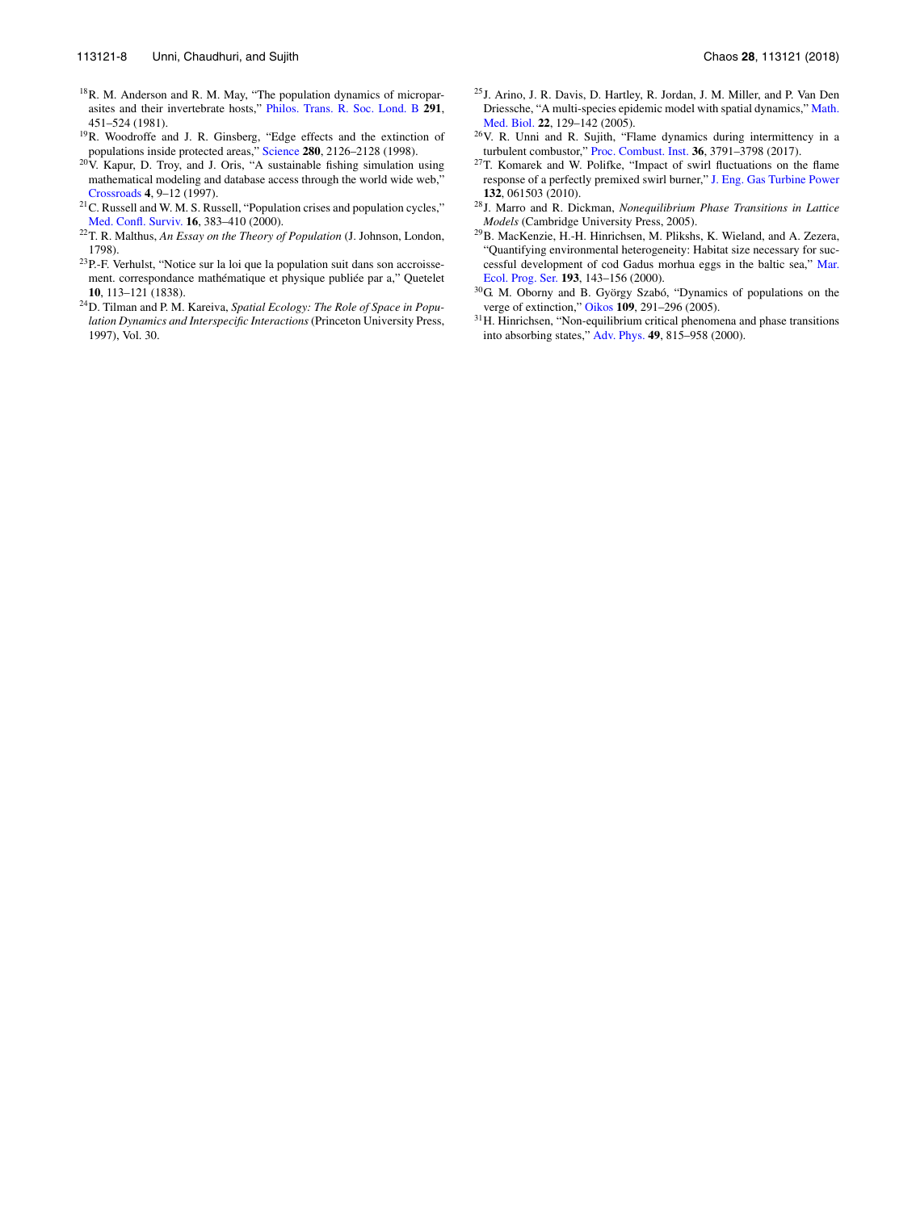[18] R. M. Anderson and R. M. May, "The population dynamics of microparasites and their invertebrate hosts," Philos. Trans. R. Soc. Lond. B **291**, 451–524 (1981).

[19] R. Woodroffe and J. R. Ginsberg, "Edge effects and the extinction of populations inside protected areas," Science **280**, 2126–2128 (1998).

[20] V. Kapur, D. Troy, and J. Oris, "A sustainable fishing simulation using mathematical modeling and database access through the world wide web," Crossroads **4**, 9–12 (1997).

[21] C. Russell and W. M. S. Russell, "Population crises and population cycles," Med. Confl. Surviv. **16**, 383–410 (2000).

[22] T. R. Malthus, *An Essay on the Theory of Population* (J. Johnson, London, 1798).

[23] P.-F. Verhulst, "Notice sur la loi que la population suit dans son accroissement. correspondance mathématique et physique publiée par a," Quetelet **10**, 113–121 (1838).

[24] D. Tilman and P. M. Kareiva, *Spatial Ecology: The Role of Space in Population Dynamics and Interspecific Interactions* (Princeton University Press, 1997), Vol. 30.

[25] J. Arino, J. R. Davis, D. Hartley, R. Jordan, J. M. Miller, and P. Van Den Driessche, "A multi-species epidemic model with spatial dynamics," Math. Med. Biol. **22**, 129–142 (2005).

[26] V. R. Unni and R. Sujith, "Flame dynamics during intermittency in a turbulent combustor," Proc. Combust. Inst. **36**, 3791–3798 (2017).

[27] T. Komarek and W. Polifke, "Impact of swirl fluctuations on the flame response of a perfectly premixed swirl burner," J. Eng. Gas Turbine Power **132**, 061503 (2010).

[28] J. Marro and R. Dickman, *Nonequilibrium Phase Transitions in Lattice Models* (Cambridge University Press, 2005).

[29] B. MacKenzie, H.-H. Hinrichsen, M. Plikshs, K. Wieland, and A. Zezera, "Quantifying environmental heterogeneity: Habitat size necessary for successful development of cod Gadus morhua eggs in the baltic sea," Mar. Ecol. Prog. Ser. **193**, 143–156 (2000).

[30] G. M. Oborny and B. György Szabó, "Dynamics of populations on the verge of extinction," Oikos **109**, 291–296 (2005).

[31] H. Hinrichsen, "Non-equilibrium critical phenomena and phase transitions into absorbing states," Adv. Phys. **49**, 815–958 (2000).